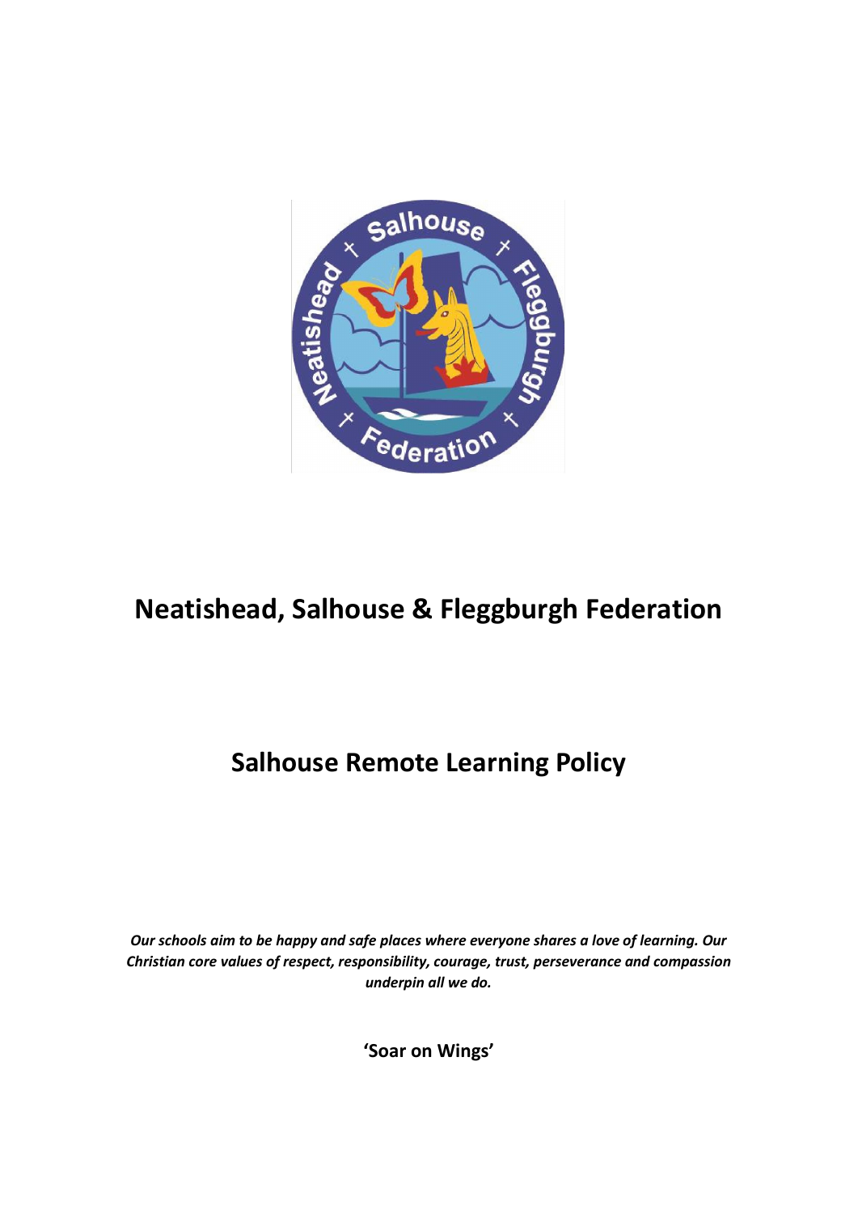# Neatishead, Salhouse & Fleggburgh Federation

## Salhouse Remote Learning Policy

***Our schools aim to be happy and safe places where everyone shares a love of learning. Our Christian core values of respect, responsibility, courage, trust, perseverance and compassion underpin all we do.***

**'Soar on Wings'**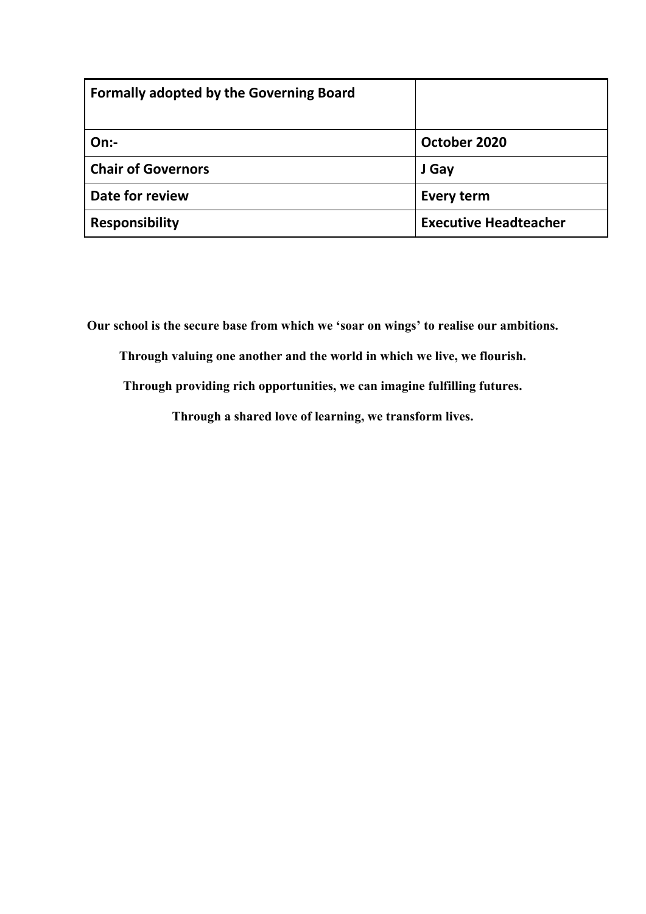| Formally adopted by the Governing Board | |
| --- | --- |
| On:- | October 2020 |
| Chair of Governors | J Gay |
| Date for review | Every term |
| Responsibility | Executive Headteacher |

**Our school is the secure base from which we 'soar on wings' to realise our ambitions.**

**Through valuing one another and the world in which we live, we flourish.**

**Through providing rich opportunities, we can imagine fulfilling futures.**

**Through a shared love of learning, we transform lives.**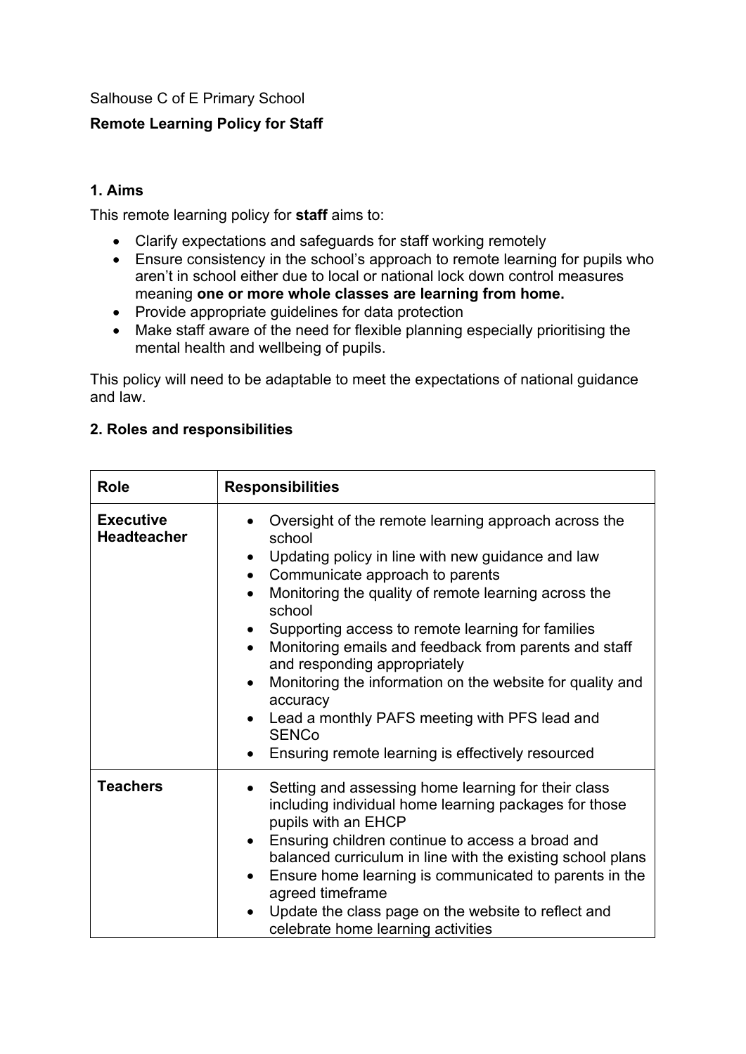Salhouse C of E Primary School

**Remote Learning Policy for Staff**

## 1. Aims

This remote learning policy for **staff** aims to:

- Clarify expectations and safeguards for staff working remotely
- Ensure consistency in the school's approach to remote learning for pupils who aren't in school either due to local or national lock down control measures meaning **one or more whole classes are learning from home.**
- Provide appropriate guidelines for data protection
- Make staff aware of the need for flexible planning especially prioritising the mental health and wellbeing of pupils.

This policy will need to be adaptable to meet the expectations of national guidance and law.

## 2. Roles and responsibilities

| Role | Responsibilities |
|---|---|
| **Executive Headteacher** | • Oversight of the remote learning approach across the school<br>• Updating policy in line with new guidance and law<br>• Communicate approach to parents<br>• Monitoring the quality of remote learning across the school<br>• Supporting access to remote learning for families<br>• Monitoring emails and feedback from parents and staff and responding appropriately<br>• Monitoring the information on the website for quality and accuracy<br>• Lead a monthly PAFS meeting with PFS lead and SENCo<br>• Ensuring remote learning is effectively resourced |
| **Teachers** | • Setting and assessing home learning for their class including individual home learning packages for those pupils with an EHCP<br>• Ensuring children continue to access a broad and balanced curriculum in line with the existing school plans<br>• Ensure home learning is communicated to parents in the agreed timeframe<br>• Update the class page on the website to reflect and celebrate home learning activities |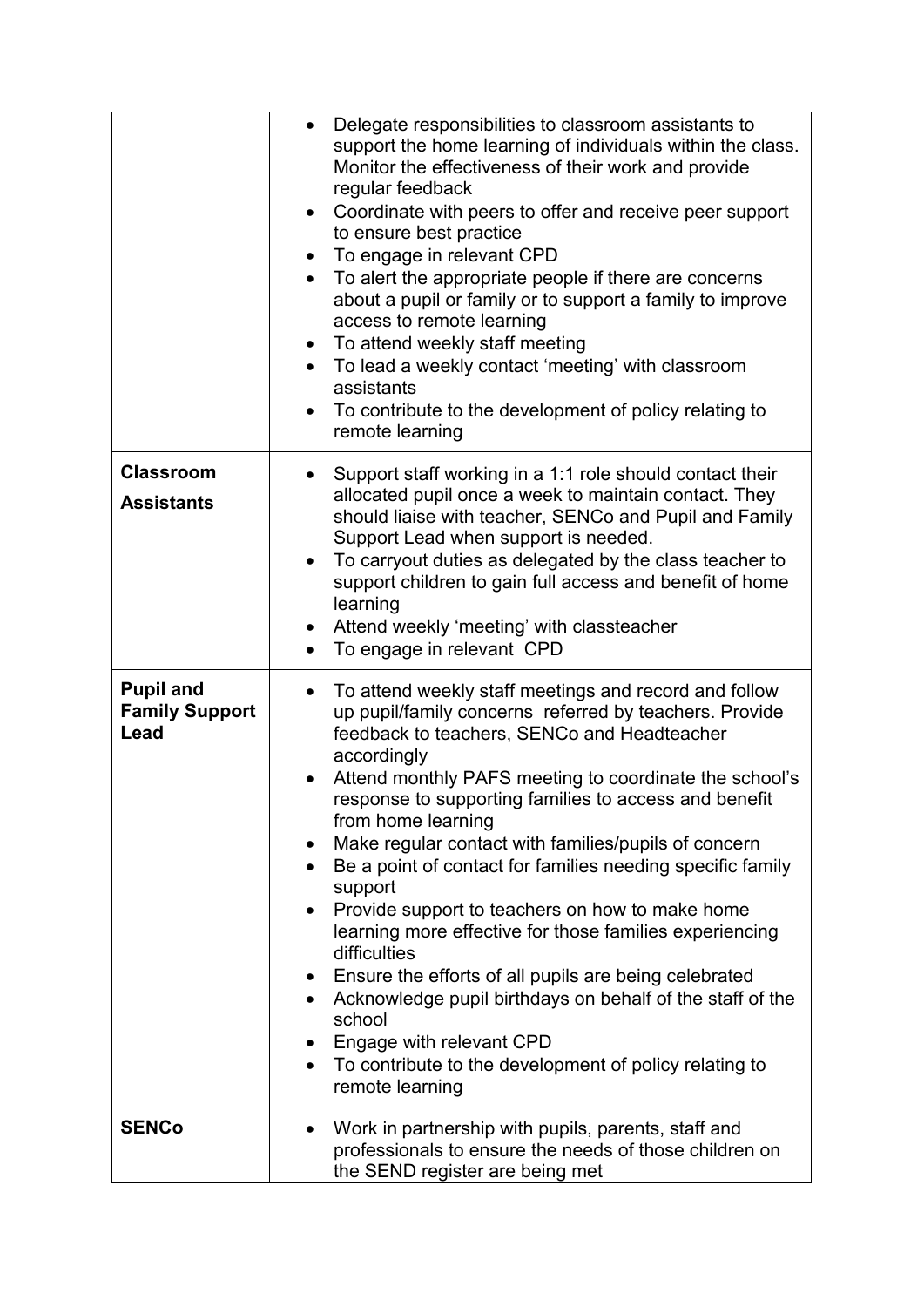| | |
|---|---|
| | • Delegate responsibilities to classroom assistants to support the home learning of individuals within the class. Monitor the effectiveness of their work and provide regular feedback<br>• Coordinate with peers to offer and receive peer support to ensure best practice<br>• To engage in relevant CPD<br>• To alert the appropriate people if there are concerns about a pupil or family or to support a family to improve access to remote learning<br>• To attend weekly staff meeting<br>• To lead a weekly contact 'meeting' with classroom assistants<br>• To contribute to the development of policy relating to remote learning |
| **Classroom Assistants** | • Support staff working in a 1:1 role should contact their allocated pupil once a week to maintain contact. They should liaise with teacher, SENCo and Pupil and Family Support Lead when support is needed.<br>• To carryout duties as delegated by the class teacher to support children to gain full access and benefit of home learning<br>• Attend weekly 'meeting' with classteacher<br>• To engage in relevant CPD |
| **Pupil and Family Support Lead** | • To attend weekly staff meetings and record and follow up pupil/family concerns referred by teachers. Provide feedback to teachers, SENCo and Headteacher accordingly<br>• Attend monthly PAFS meeting to coordinate the school's response to supporting families to access and benefit from home learning<br>• Make regular contact with families/pupils of concern<br>• Be a point of contact for families needing specific family support<br>• Provide support to teachers on how to make home learning more effective for those families experiencing difficulties<br>• Ensure the efforts of all pupils are being celebrated<br>• Acknowledge pupil birthdays on behalf of the staff of the school<br>• Engage with relevant CPD<br>• To contribute to the development of policy relating to remote learning |
| **SENCo** | • Work in partnership with pupils, parents, staff and professionals to ensure the needs of those children on the SEND register are being met |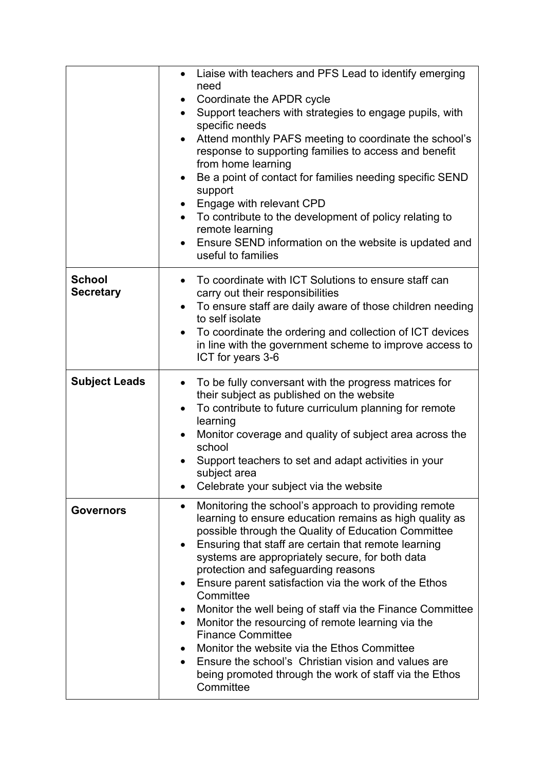| | |
|---|---|
| | • Liaise with teachers and PFS Lead to identify emerging need<br>• Coordinate the APDR cycle<br>• Support teachers with strategies to engage pupils, with specific needs<br>• Attend monthly PAFS meeting to coordinate the school's response to supporting families to access and benefit from home learning<br>• Be a point of contact for families needing specific SEND support<br>• Engage with relevant CPD<br>• To contribute to the development of policy relating to remote learning<br>• Ensure SEND information on the website is updated and useful to families |
| **School Secretary** | • To coordinate with ICT Solutions to ensure staff can carry out their responsibilities<br>• To ensure staff are daily aware of those children needing to self isolate<br>• To coordinate the ordering and collection of ICT devices in line with the government scheme to improve access to ICT for years 3-6 |
| **Subject Leads** | • To be fully conversant with the progress matrices for their subject as published on the website<br>• To contribute to future curriculum planning for remote learning<br>• Monitor coverage and quality of subject area across the school<br>• Support teachers to set and adapt activities in your subject area<br>• Celebrate your subject via the website |
| **Governors** | • Monitoring the school's approach to providing remote learning to ensure education remains as high quality as possible through the Quality of Education Committee<br>• Ensuring that staff are certain that remote learning systems are appropriately secure, for both data protection and safeguarding reasons<br>• Ensure parent satisfaction via the work of the Ethos Committee<br>• Monitor the well being of staff via the Finance Committee<br>• Monitor the resourcing of remote learning via the Finance Committee<br>• Monitor the website via the Ethos Committee<br>• Ensure the school's Christian vision and values are being promoted through the work of staff via the Ethos Committee |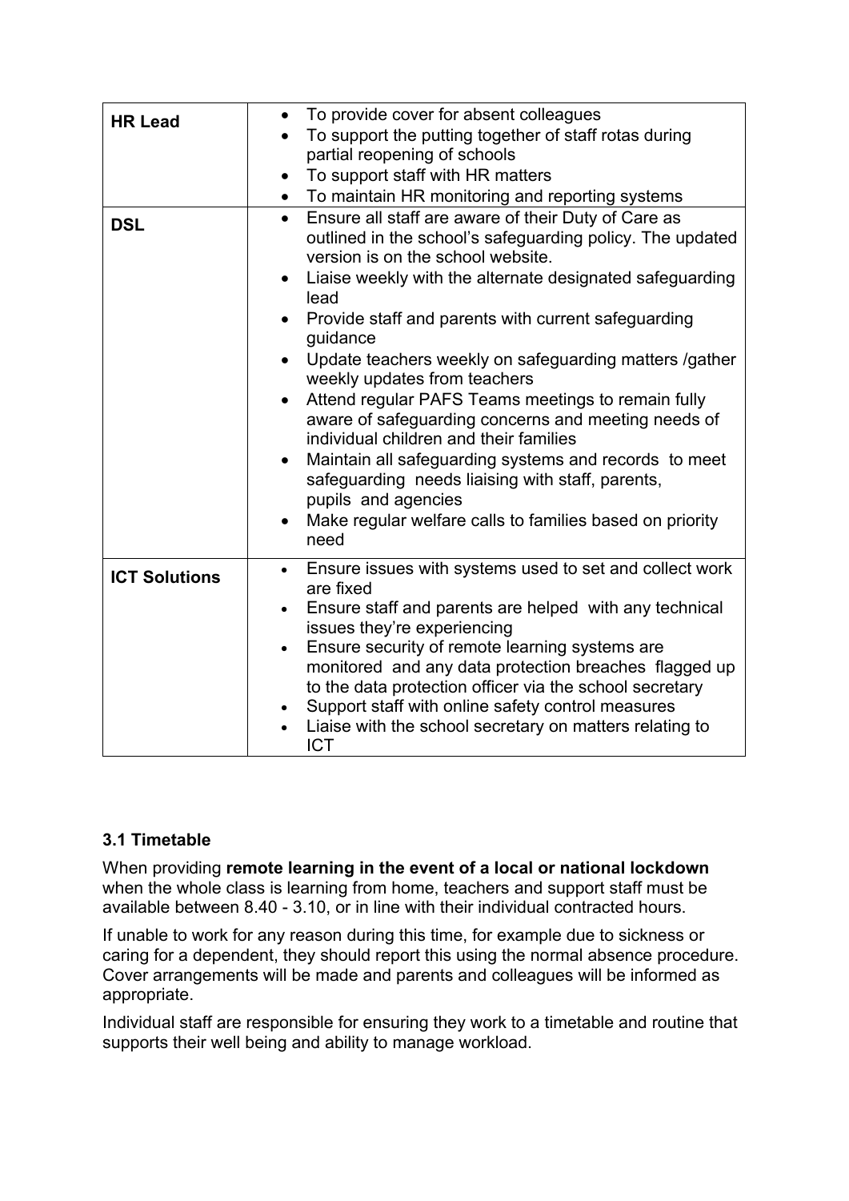| | |
|---|---|
| **HR Lead** | • To provide cover for absent colleagues<br>• To support the putting together of staff rotas during partial reopening of schools<br>• To support staff with HR matters<br>• To maintain HR monitoring and reporting systems |
| **DSL** | • Ensure all staff are aware of their Duty of Care as outlined in the school's safeguarding policy. The updated version is on the school website.<br>• Liaise weekly with the alternate designated safeguarding lead<br>• Provide staff and parents with current safeguarding guidance<br>• Update teachers weekly on safeguarding matters /gather weekly updates from teachers<br>• Attend regular PAFS Teams meetings to remain fully aware of safeguarding concerns and meeting needs of individual children and their families<br>• Maintain all safeguarding systems and records to meet safeguarding needs liaising with staff, parents, pupils and agencies<br>• Make regular welfare calls to families based on priority need |
| **ICT Solutions** | • Ensure issues with systems used to set and collect work are fixed<br>• Ensure staff and parents are helped with any technical issues they're experiencing<br>• Ensure security of remote learning systems are monitored and any data protection breaches flagged up to the data protection officer via the school secretary<br>• Support staff with online safety control measures<br>• Liaise with the school secretary on matters relating to ICT |

### 3.1 Timetable

When providing **remote learning in the event of a local or national lockdown** when the whole class is learning from home, teachers and support staff must be available between 8.40 - 3.10, or in line with their individual contracted hours.

If unable to work for any reason during this time, for example due to sickness or caring for a dependent, they should report this using the normal absence procedure. Cover arrangements will be made and parents and colleagues will be informed as appropriate.

Individual staff are responsible for ensuring they work to a timetable and routine that supports their well being and ability to manage workload.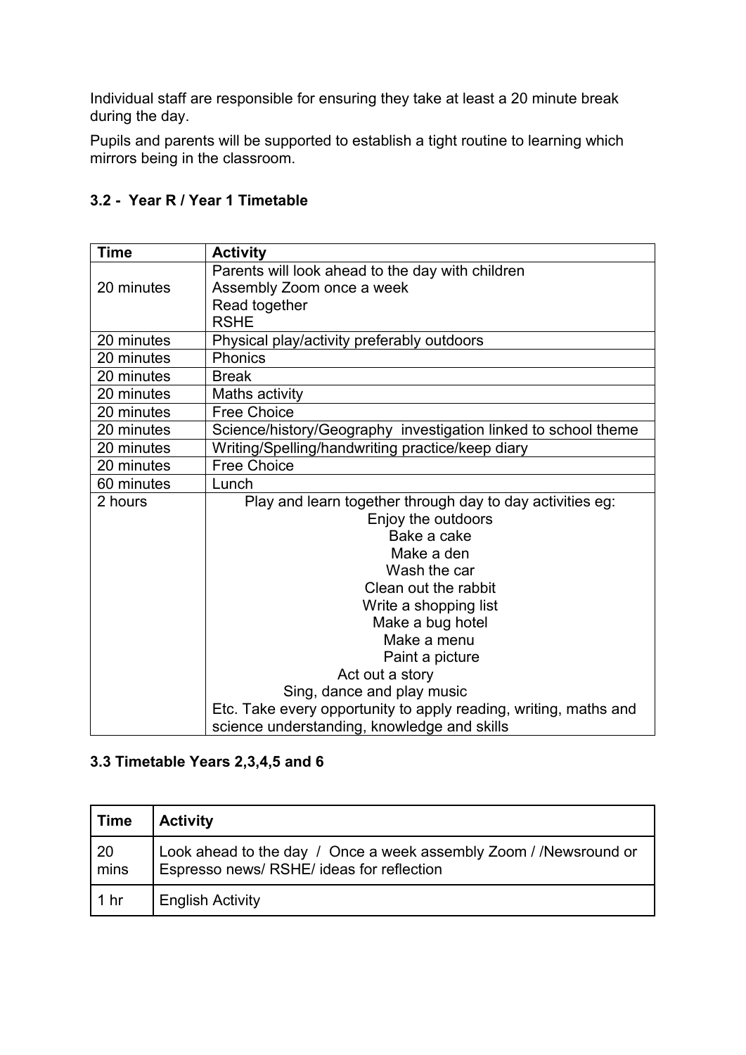Individual staff are responsible for ensuring they take at least a 20 minute break during the day.

Pupils and parents will be supported to establish a tight routine to learning which mirrors being in the classroom.

### 3.2 - Year R / Year 1 Timetable

| Time | Activity |
|---|---|
| 20 minutes | Parents will look ahead to the day with children<br>Assembly Zoom once a week<br>Read together<br>RSHE |
| 20 minutes | Physical play/activity preferably outdoors |
| 20 minutes | Phonics |
| 20 minutes | Break |
| 20 minutes | Maths activity |
| 20 minutes | Free Choice |
| 20 minutes | Science/history/Geography investigation linked to school theme |
| 20 minutes | Writing/Spelling/handwriting practice/keep diary |
| 20 minutes | Free Choice |
| 60 minutes | Lunch |
| 2 hours | Play and learn together through day to day activities eg:<br>Enjoy the outdoors<br>Bake a cake<br>Make a den<br>Wash the car<br>Clean out the rabbit<br>Write a shopping list<br>Make a bug hotel<br>Make a menu<br>Paint a picture<br>Act out a story<br>Sing, dance and play music<br>Etc. Take every opportunity to apply reading, writing, maths and science understanding, knowledge and skills |

### 3.3 Timetable Years 2,3,4,5 and 6

| Time | Activity |
|---|---|
| 20 mins | Look ahead to the day / Once a week assembly Zoom / /Newsround or Espresso news/ RSHE/ ideas for reflection |
| 1 hr | English Activity |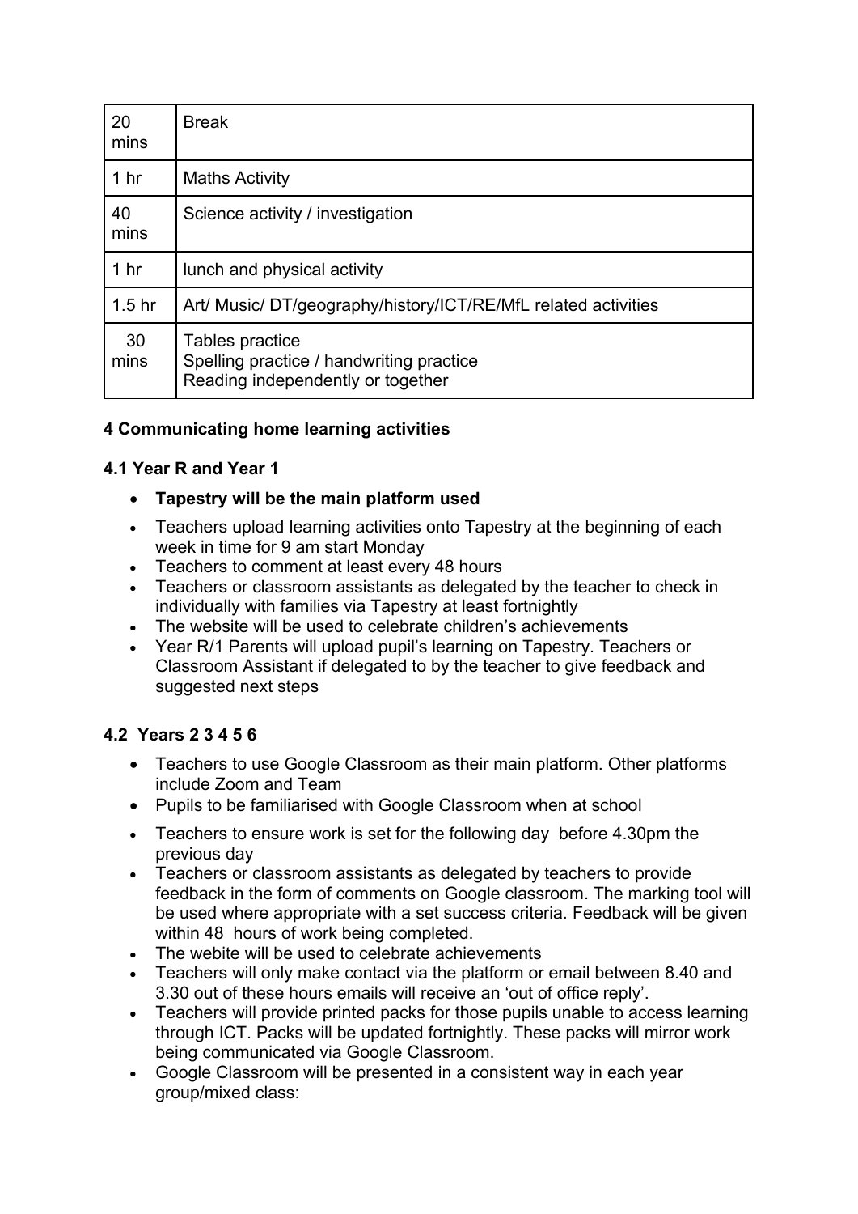| | |
|---|---|
| 20 mins | Break |
| 1 hr | Maths Activity |
| 40 mins | Science activity / investigation |
| 1 hr | lunch and physical activity |
| 1.5 hr | Art/ Music/ DT/geography/history/ICT/RE/MfL related activities |
| 30 mins | Tables practice<br>Spelling practice / handwriting practice<br>Reading independently or together |

**4 Communicating home learning activities**

**4.1 Year R and Year 1**

- **Tapestry will be the main platform used**
- Teachers upload learning activities onto Tapestry at the beginning of each week in time for 9 am start Monday
- Teachers to comment at least every 48 hours
- Teachers or classroom assistants as delegated by the teacher to check in individually with families via Tapestry at least fortnightly
- The website will be used to celebrate children's achievements
- Year R/1 Parents will upload pupil's learning on Tapestry. Teachers or Classroom Assistant if delegated to by the teacher to give feedback and suggested next steps

**4.2 Years 2 3 4 5 6**

- Teachers to use Google Classroom as their main platform. Other platforms include Zoom and Team
- Pupils to be familiarised with Google Classroom when at school
- Teachers to ensure work is set for the following day before 4.30pm the previous day
- Teachers or classroom assistants as delegated by teachers to provide feedback in the form of comments on Google classroom. The marking tool will be used where appropriate with a set success criteria. Feedback will be given within 48 hours of work being completed.
- The webite will be used to celebrate achievements
- Teachers will only make contact via the platform or email between 8.40 and 3.30 out of these hours emails will receive an 'out of office reply'.
- Teachers will provide printed packs for those pupils unable to access learning through ICT. Packs will be updated fortnightly. These packs will mirror work being communicated via Google Classroom.
- Google Classroom will be presented in a consistent way in each year group/mixed class: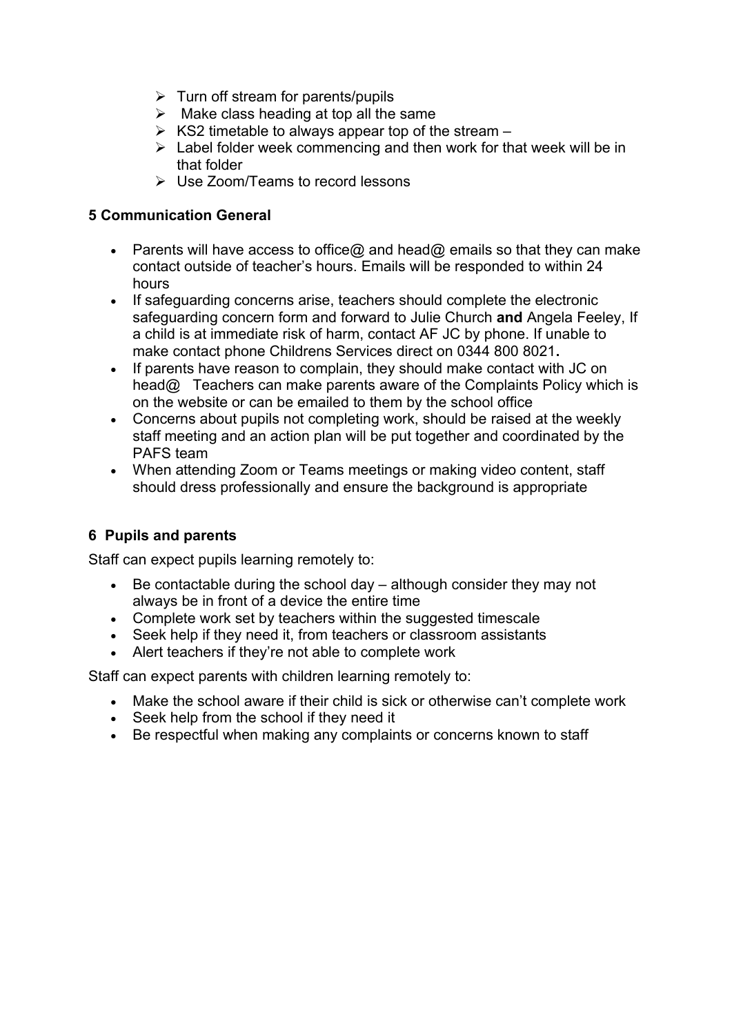- Turn off stream for parents/pupils
- Make class heading at top all the same
- KS2 timetable to always appear top of the stream –
- Label folder week commencing and then work for that week will be in that folder
- Use Zoom/Teams to record lessons

### 5 Communication General

- Parents will have access to office@ and head@ emails so that they can make contact outside of teacher's hours. Emails will be responded to within 24 hours
- If safeguarding concerns arise, teachers should complete the electronic safeguarding concern form and forward to Julie Church **and** Angela Feeley, If a child is at immediate risk of harm, contact AF JC by phone. If unable to make contact phone Childrens Services direct on 0344 800 8021**.**
- If parents have reason to complain, they should make contact with JC on head@ Teachers can make parents aware of the Complaints Policy which is on the website or can be emailed to them by the school office
- Concerns about pupils not completing work, should be raised at the weekly staff meeting and an action plan will be put together and coordinated by the PAFS team
- When attending Zoom or Teams meetings or making video content, staff should dress professionally and ensure the background is appropriate

### 6 Pupils and parents

Staff can expect pupils learning remotely to:

- Be contactable during the school day – although consider they may not always be in front of a device the entire time
- Complete work set by teachers within the suggested timescale
- Seek help if they need it, from teachers or classroom assistants
- Alert teachers if they're not able to complete work

Staff can expect parents with children learning remotely to:

- Make the school aware if their child is sick or otherwise can't complete work
- Seek help from the school if they need it
- Be respectful when making any complaints or concerns known to staff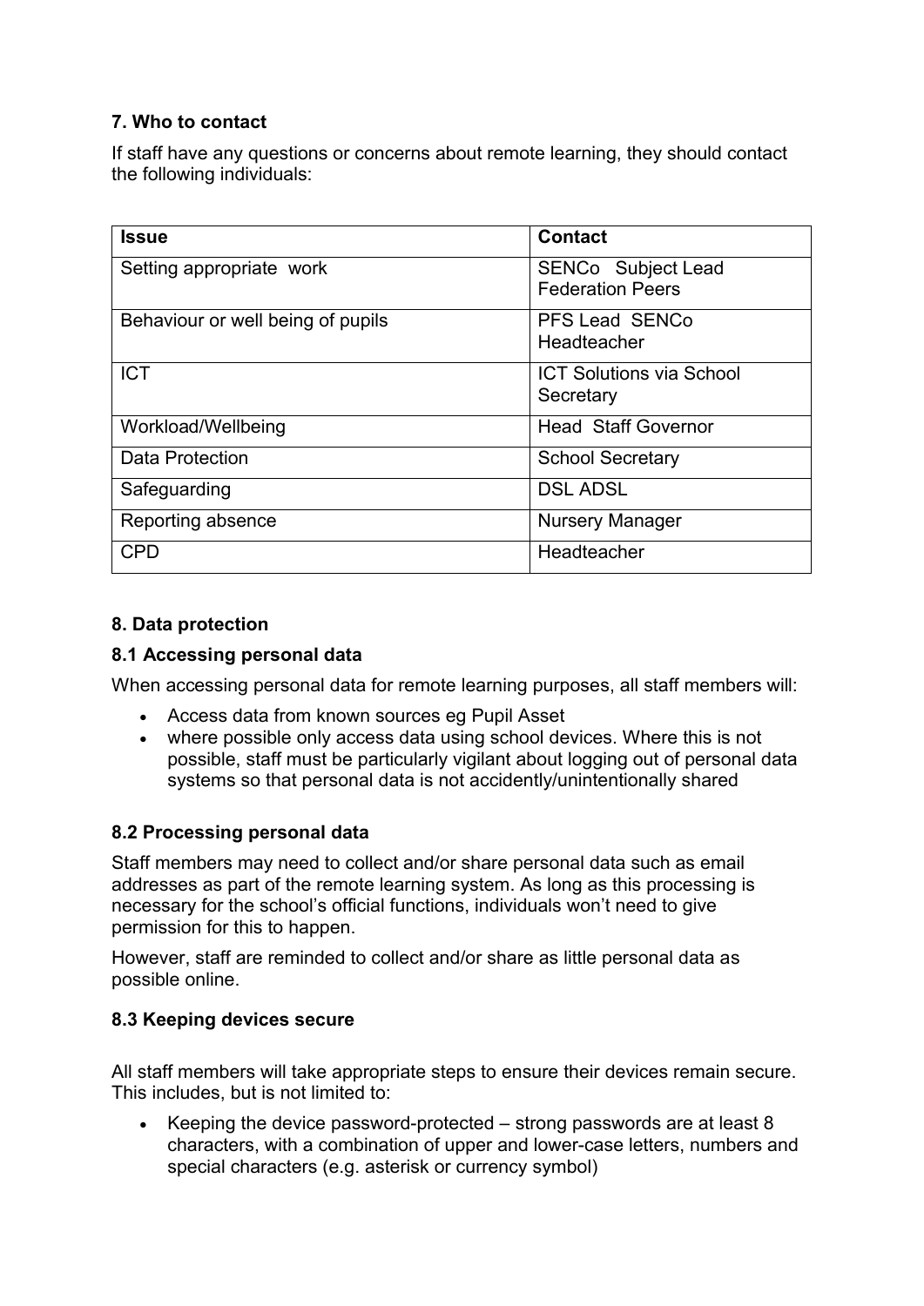### 7. Who to contact

If staff have any questions or concerns about remote learning, they should contact the following individuals:

| Issue | Contact |
|---|---|
| Setting appropriate work | SENCo Subject Lead Federation Peers |
| Behaviour or well being of pupils | PFS Lead SENCo Headteacher |
| ICT | ICT Solutions via School Secretary |
| Workload/Wellbeing | Head Staff Governor |
| Data Protection | School Secretary |
| Safeguarding | DSL ADSL |
| Reporting absence | Nursery Manager |
| CPD | Headteacher |

### 8. Data protection

#### 8.1 Accessing personal data

When accessing personal data for remote learning purposes, all staff members will:

- Access data from known sources eg Pupil Asset
- where possible only access data using school devices. Where this is not possible, staff must be particularly vigilant about logging out of personal data systems so that personal data is not accidently/unintentionally shared

#### 8.2 Processing personal data

Staff members may need to collect and/or share personal data such as email addresses as part of the remote learning system. As long as this processing is necessary for the school's official functions, individuals won't need to give permission for this to happen.

However, staff are reminded to collect and/or share as little personal data as possible online.

#### 8.3 Keeping devices secure

All staff members will take appropriate steps to ensure their devices remain secure. This includes, but is not limited to:

- Keeping the device password-protected – strong passwords are at least 8 characters, with a combination of upper and lower-case letters, numbers and special characters (e.g. asterisk or currency symbol)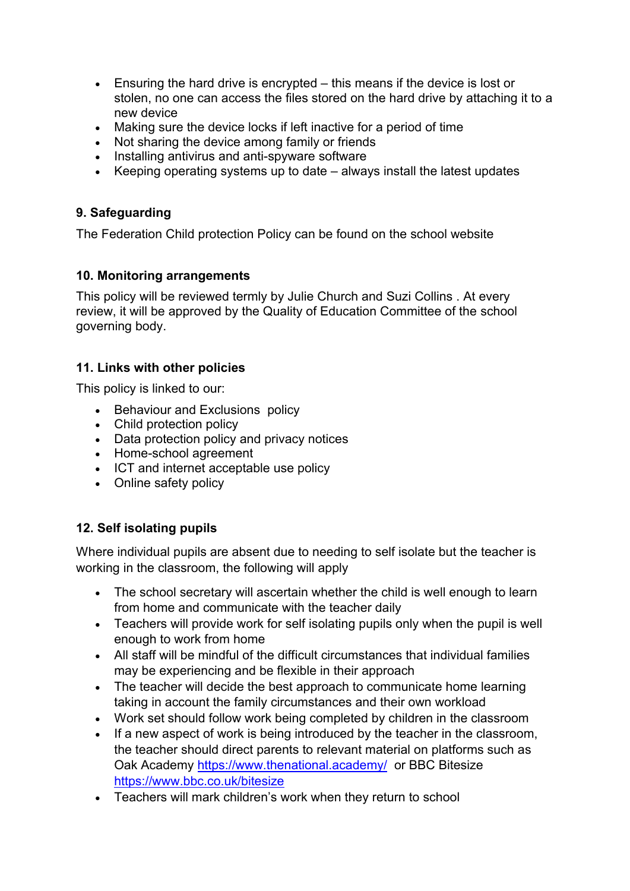- Ensuring the hard drive is encrypted – this means if the device is lost or stolen, no one can access the files stored on the hard drive by attaching it to a new device
- Making sure the device locks if left inactive for a period of time
- Not sharing the device among family or friends
- Installing antivirus and anti-spyware software
- Keeping operating systems up to date – always install the latest updates

### 9. Safeguarding

The Federation Child protection Policy can be found on the school website

### 10. Monitoring arrangements

This policy will be reviewed termly by Julie Church and Suzi Collins . At every review, it will be approved by the Quality of Education Committee of the school governing body.

### 11. Links with other policies

This policy is linked to our:

- Behaviour and Exclusions policy
- Child protection policy
- Data protection policy and privacy notices
- Home-school agreement
- ICT and internet acceptable use policy
- Online safety policy

### 12. Self isolating pupils

Where individual pupils are absent due to needing to self isolate but the teacher is working in the classroom, the following will apply

- The school secretary will ascertain whether the child is well enough to learn from home and communicate with the teacher daily
- Teachers will provide work for self isolating pupils only when the pupil is well enough to work from home
- All staff will be mindful of the difficult circumstances that individual families may be experiencing and be flexible in their approach
- The teacher will decide the best approach to communicate home learning taking in account the family circumstances and their own workload
- Work set should follow work being completed by children in the classroom
- If a new aspect of work is being introduced by the teacher in the classroom, the teacher should direct parents to relevant material on platforms such as Oak Academy [https://www.thenational.academy/](https://www.thenational.academy/) or BBC Bitesize [https://www.bbc.co.uk/bitesize](https://www.bbc.co.uk/bitesize)
- Teachers will mark children's work when they return to school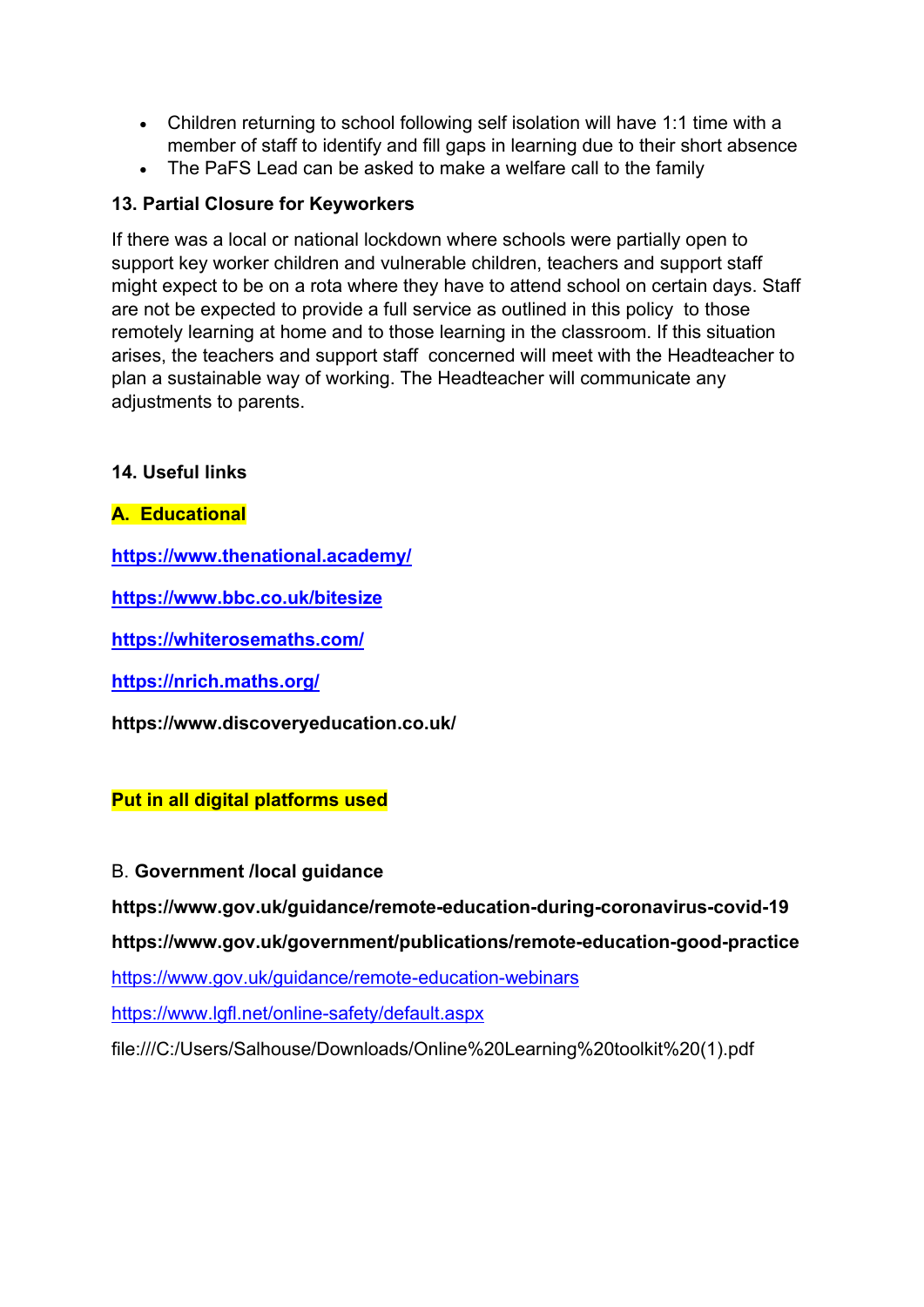- Children returning to school following self isolation will have 1:1 time with a member of staff to identify and fill gaps in learning due to their short absence
- The PaFS Lead can be asked to make a welfare call to the family

### 13. Partial Closure for Keyworkers

If there was a local or national lockdown where schools were partially open to support key worker children and vulnerable children, teachers and support staff might expect to be on a rota where they have to attend school on certain days. Staff are not be expected to provide a full service as outlined in this policy to those remotely learning at home and to those learning in the classroom. If this situation arises, the teachers and support staff concerned will meet with the Headteacher to plan a sustainable way of working. The Headteacher will communicate any adjustments to parents.

### 14. Useful links

**A. Educational**

**https://www.thenational.academy/**

**https://www.bbc.co.uk/bitesize**

**https://whiterosemaths.com/**

**https://nrich.maths.org/**

**https://www.discoveryeducation.co.uk/**

**Put in all digital platforms used**

B. **Government /local guidance**

**https://www.gov.uk/guidance/remote-education-during-coronavirus-covid-19**

**https://www.gov.uk/government/publications/remote-education-good-practice**

https://www.gov.uk/guidance/remote-education-webinars

https://www.lgfl.net/online-safety/default.aspx

file:///C:/Users/Salhouse/Downloads/Online%20Learning%20toolkit%20(1).pdf